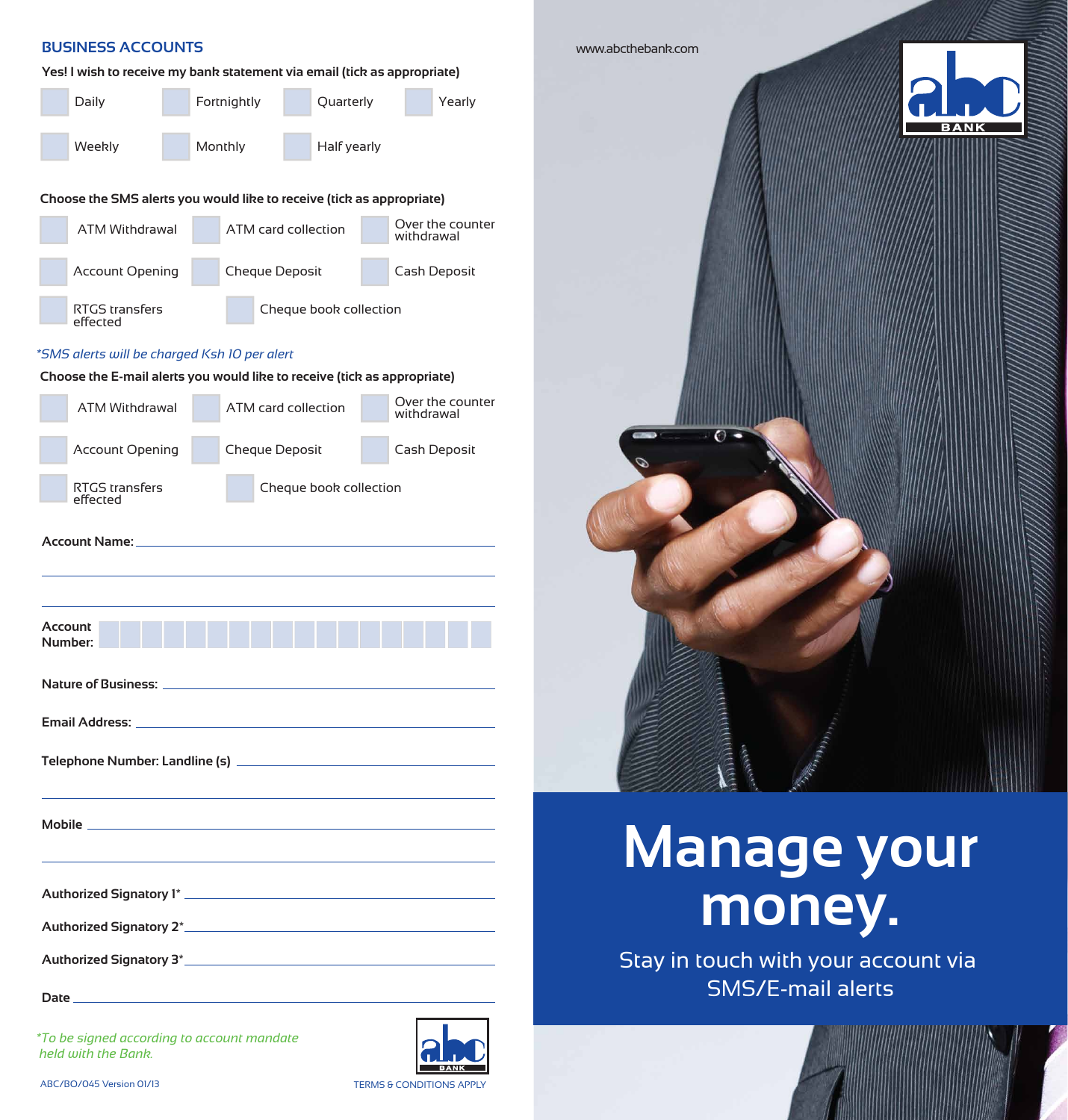## BUSINESS ACCOUNTS

**Yes! I wish to receive my bank statement via email (tick as appropriate)**

- [ ] Daily
- [ ] Fortnightly
- [ ] Quarterly
- [ ] Yearly
- [ ] Weekly
- [ ] Monthly
- [ ] Half yearly

**Choose the SMS alerts you would like to receive (tick as appropriate)**

- [ ] ATM Withdrawal
- [ ] ATM card collection
- [ ] Over the counter withdrawal
- [ ] Account Opening
- [ ] Cheque Deposit
- [ ] Cash Deposit
- [ ] RTGS transfers effected
- [ ] Cheque book collection

*\*SMS alerts will be charged Ksh 10 per alert*

**Choose the E-mail alerts you would like to receive (tick as appropriate)**

- [ ] ATM Withdrawal
- [ ] ATM card collection
- [ ] Over the counter withdrawal
- [ ] Account Opening
- [ ] Cheque Deposit
- [ ] Cash Deposit
- [ ] RTGS transfers effected
- [ ] Cheque book collection

**Account Name:** ______________________________

______________________________

______________________________

**Account Number:** ______________________________

**Nature of Business:** ______________________________

**Email Address:** ______________________________

**Telephone Number: Landline (s)** ______________________________

______________________________

**Mobile** ______________________________

______________________________

**Authorized Signatory 1\*** ______________________________

**Authorized Signatory 2\*** ______________________________

**Authorized Signatory 3\*** ______________________________

**Date** ______________________________

*\*To be signed according to account mandate held with the Bank.*

abc BANK

ABC/BO/045 Version 01/13

TERMS & CONDITIONS APPLY

www.abcthebank.com

abc BANK

# Manage your money.

Stay in touch with your account via SMS/E-mail alerts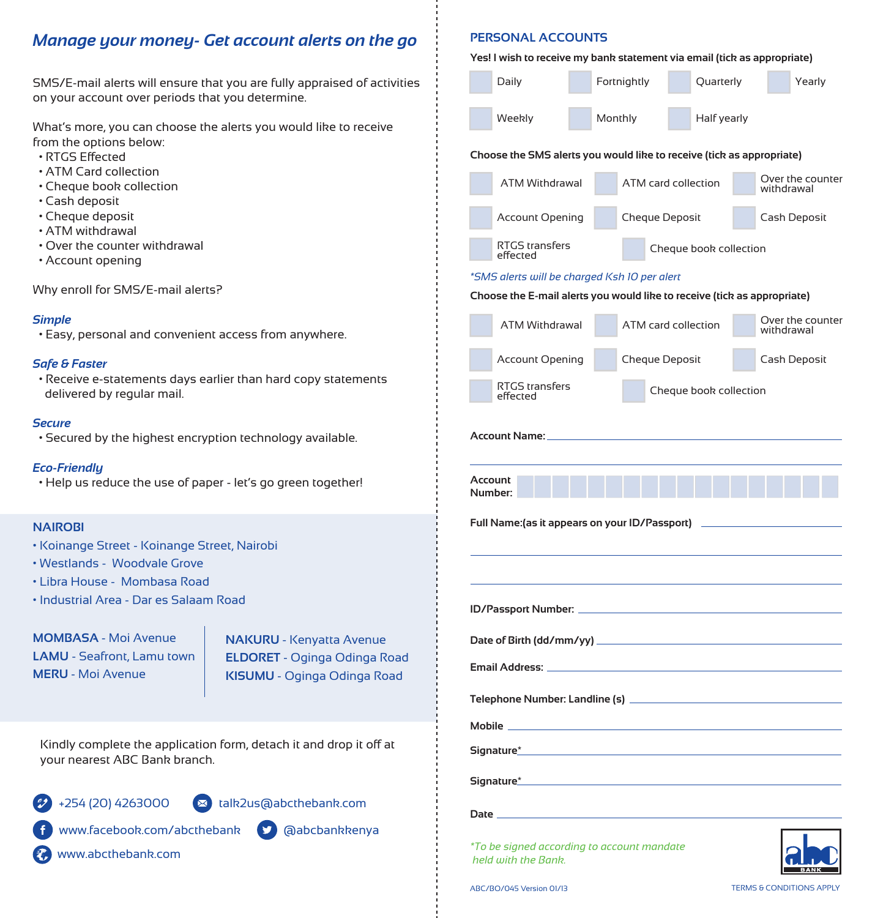## *Manage your money- Get account alerts on the go*

SMS/E-mail alerts will ensure that you are fully appraised of activities on your account over periods that you determine.

What's more, you can choose the alerts you would like to receive from the options below:

- RTGS Effected
- ATM Card collection
- Cheque book collection
- Cash deposit
- Cheque deposit
- ATM withdrawal
- Over the counter withdrawal
- Account opening

Why enroll for SMS/E-mail alerts?

***Simple***

- Easy, personal and convenient access from anywhere.

***Safe & Faster***

- Receive e-statements days earlier than hard copy statements delivered by regular mail.

***Secure***

- Secured by the highest encryption technology available.

***Eco-Friendly***

- Help us reduce the use of paper - let's go green together!

**NAIROBI**

- Koinange Street - Koinange Street, Nairobi
- Westlands - Woodvale Grove
- Libra House - Mombasa Road
- Industrial Area - Dar es Salaam Road

**MOMBASA** - Moi Avenue
**LAMU** - Seafront, Lamu town
**MERU** - Moi Avenue

**NAKURU** - Kenyatta Avenue
**ELDORET** - Oginga Odinga Road
**KISUMU** - Oginga Odinga Road

Kindly complete the application form, detach it and drop it off at your nearest ABC Bank branch.

+254 (20) 4263000
talk2us@abcthebank.com
www.facebook.com/abcthebank
@abcbankkenya
www.abcthebank.com

## PERSONAL ACCOUNTS

**Yes! I wish to receive my bank statement via email (tick as appropriate)**

- [ ] Daily
- [ ] Fortnightly
- [ ] Quarterly
- [ ] Yearly
- [ ] Weekly
- [ ] Monthly
- [ ] Half yearly

**Choose the SMS alerts you would like to receive (tick as appropriate)**

- [ ] ATM Withdrawal
- [ ] ATM card collection
- [ ] Over the counter withdrawal
- [ ] Account Opening
- [ ] Cheque Deposit
- [ ] Cash Deposit
- [ ] RTGS transfers effected
- [ ] Cheque book collection

*\*SMS alerts will be charged Ksh 10 per alert*

**Choose the E-mail alerts you would like to receive (tick as appropriate)**

- [ ] ATM Withdrawal
- [ ] ATM card collection
- [ ] Over the counter withdrawal
- [ ] Account Opening
- [ ] Cheque Deposit
- [ ] Cash Deposit
- [ ] RTGS transfers effected
- [ ] Cheque book collection

**Account Name:** ____________________________

**Account Number:** ____________________________

**Full Name:(as it appears on your ID/Passport)** ____________________________

**ID/Passport Number:** ____________________________

**Date of Birth (dd/mm/yy)** ____________________________

**Email Address:** ____________________________

**Telephone Number: Landline (s)** ____________________________

**Mobile** ____________________________

**Signature\*** ____________________________

**Signature\*** ____________________________

**Date** ____________________________

*\*To be signed according to account mandate held with the Bank.*

abc BANK

ABC/BO/045 Version 01/13

TERMS & CONDITIONS APPLY